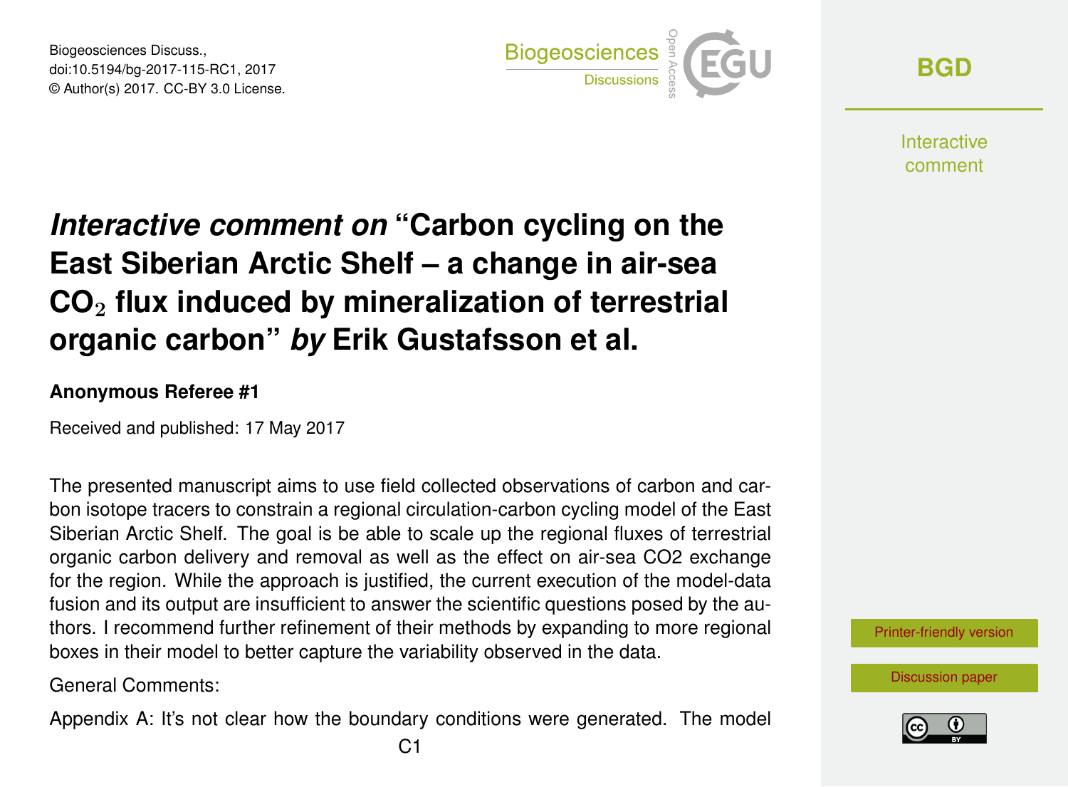# *Interactive comment on* "Carbon cycling on the East Siberian Arctic Shelf – a change in air-sea $CO_2$ flux induced by mineralization of terrestrial organic carbon" *by* Erik Gustafsson et al.

**Anonymous Referee #1**

Received and published: 17 May 2017

The presented manuscript aims to use field collected observations of carbon and carbon isotope tracers to constrain a regional circulation-carbon cycling model of the East Siberian Arctic Shelf. The goal is be able to scale up the regional fluxes of terrestrial organic carbon delivery and removal as well as the effect on air-sea CO2 exchange for the region. While the approach is justified, the current execution of the model-data fusion and its output are insufficient to answer the scientific questions posed by the authors. I recommend further refinement of their methods by expanding to more regional boxes in their model to better capture the variability observed in the data.

General Comments:

Appendix A: It's not clear how the boundary conditions were generated. The model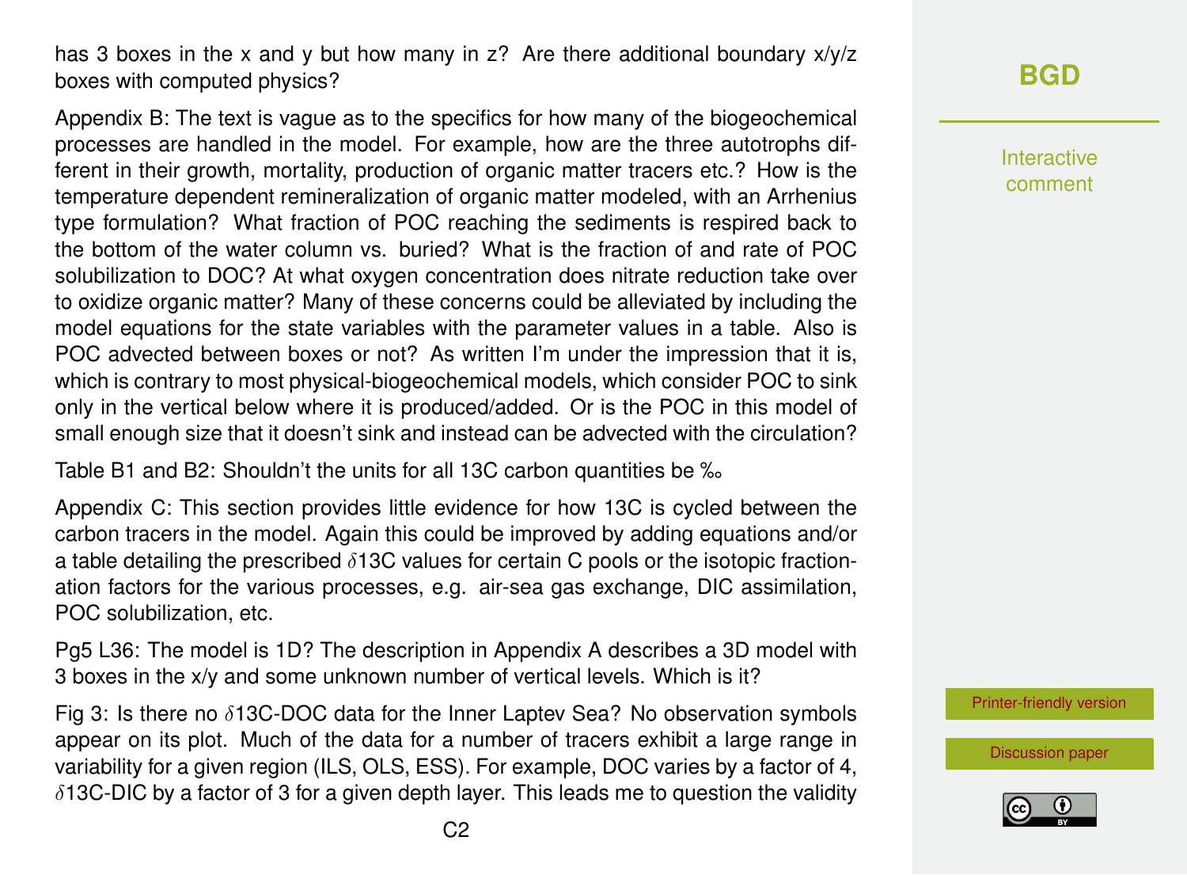has 3 boxes in the x and y but how many in z? Are there additional boundary x/y/z boxes with computed physics?

Appendix B: The text is vague as to the specifics for how many of the biogeochemical processes are handled in the model. For example, how are the three autotrophs different in their growth, mortality, production of organic matter tracers etc.? How is the temperature dependent remineralization of organic matter modeled, with an Arrhenius type formulation? What fraction of POC reaching the sediments is respired back to the bottom of the water column vs. buried? What is the fraction of and rate of POC solubilization to DOC? At what oxygen concentration does nitrate reduction take over to oxidize organic matter? Many of these concerns could be alleviated by including the model equations for the state variables with the parameter values in a table. Also is POC advected between boxes or not? As written I'm under the impression that it is, which is contrary to most physical-biogeochemical models, which consider POC to sink only in the vertical below where it is produced/added. Or is the POC in this model of small enough size that it doesn't sink and instead can be advected with the circulation?

Table B1 and B2: Shouldn't the units for all 13C carbon quantities be ‰

Appendix C: This section provides little evidence for how 13C is cycled between the carbon tracers in the model. Again this could be improved by adding equations and/or a table detailing the prescribed $\delta$13C values for certain C pools or the isotopic fractionation factors for the various processes, e.g. air-sea gas exchange, DIC assimilation, POC solubilization, etc.

Pg5 L36: The model is 1D? The description in Appendix A describes a 3D model with 3 boxes in the x/y and some unknown number of vertical levels. Which is it?

Fig 3: Is there no $\delta$13C-DOC data for the Inner Laptev Sea? No observation symbols appear on its plot. Much of the data for a number of tracers exhibit a large range in variability for a given region (ILS, OLS, ESS). For example, DOC varies by a factor of 4, $\delta$13C-DIC by a factor of 3 for a given depth layer. This leads me to question the validity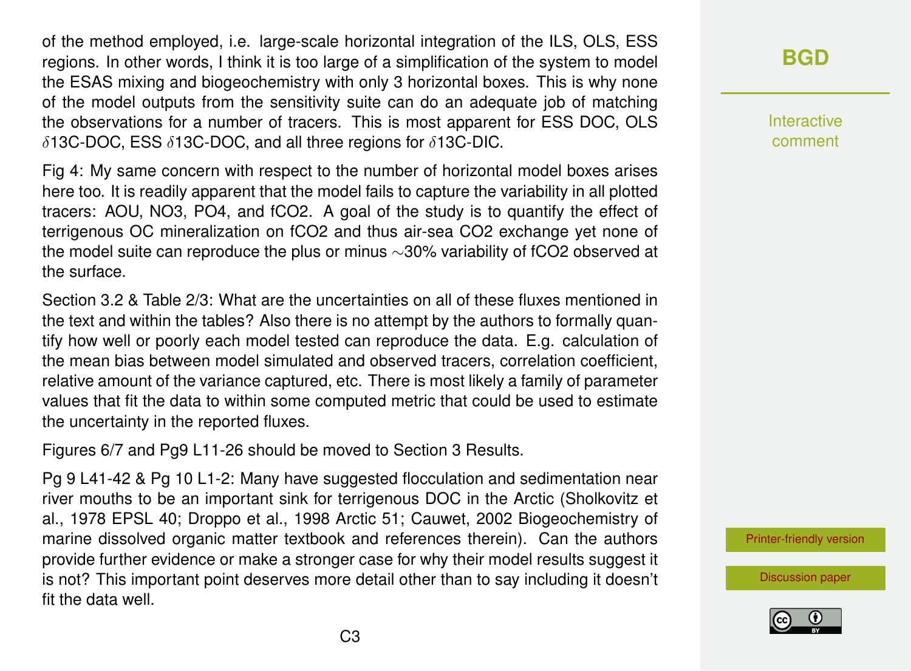of the method employed, i.e. large-scale horizontal integration of the ILS, OLS, ESS regions. In other words, I think it is too large of a simplification of the system to model the ESAS mixing and biogeochemistry with only 3 horizontal boxes. This is why none of the model outputs from the sensitivity suite can do an adequate job of matching the observations for a number of tracers. This is most apparent for ESS DOC, OLS $\delta$13C-DOC, ESS $\delta$13C-DOC, and all three regions for $\delta$13C-DIC.

Fig 4: My same concern with respect to the number of horizontal model boxes arises here too. It is readily apparent that the model fails to capture the variability in all plotted tracers: AOU, NO3, PO4, and fCO2. A goal of the study is to quantify the effect of terrigenous OC mineralization on fCO2 and thus air-sea CO2 exchange yet none of the model suite can reproduce the plus or minus ~30% variability of fCO2 observed at the surface.

Section 3.2 & Table 2/3: What are the uncertainties on all of these fluxes mentioned in the text and within the tables? Also there is no attempt by the authors to formally quantify how well or poorly each model tested can reproduce the data. E.g. calculation of the mean bias between model simulated and observed tracers, correlation coefficient, relative amount of the variance captured, etc. There is most likely a family of parameter values that fit the data to within some computed metric that could be used to estimate the uncertainty in the reported fluxes.

Figures 6/7 and Pg9 L11-26 should be moved to Section 3 Results.

Pg 9 L41-42 & Pg 10 L1-2: Many have suggested flocculation and sedimentation near river mouths to be an important sink for terrigenous DOC in the Arctic (Sholkovitz et al., 1978 EPSL 40; Droppo et al., 1998 Arctic 51; Cauwet, 2002 Biogeochemistry of marine dissolved organic matter textbook and references therein). Can the authors provide further evidence or make a stronger case for why their model results suggest it is not? This important point deserves more detail other than to say including it doesn't fit the data well.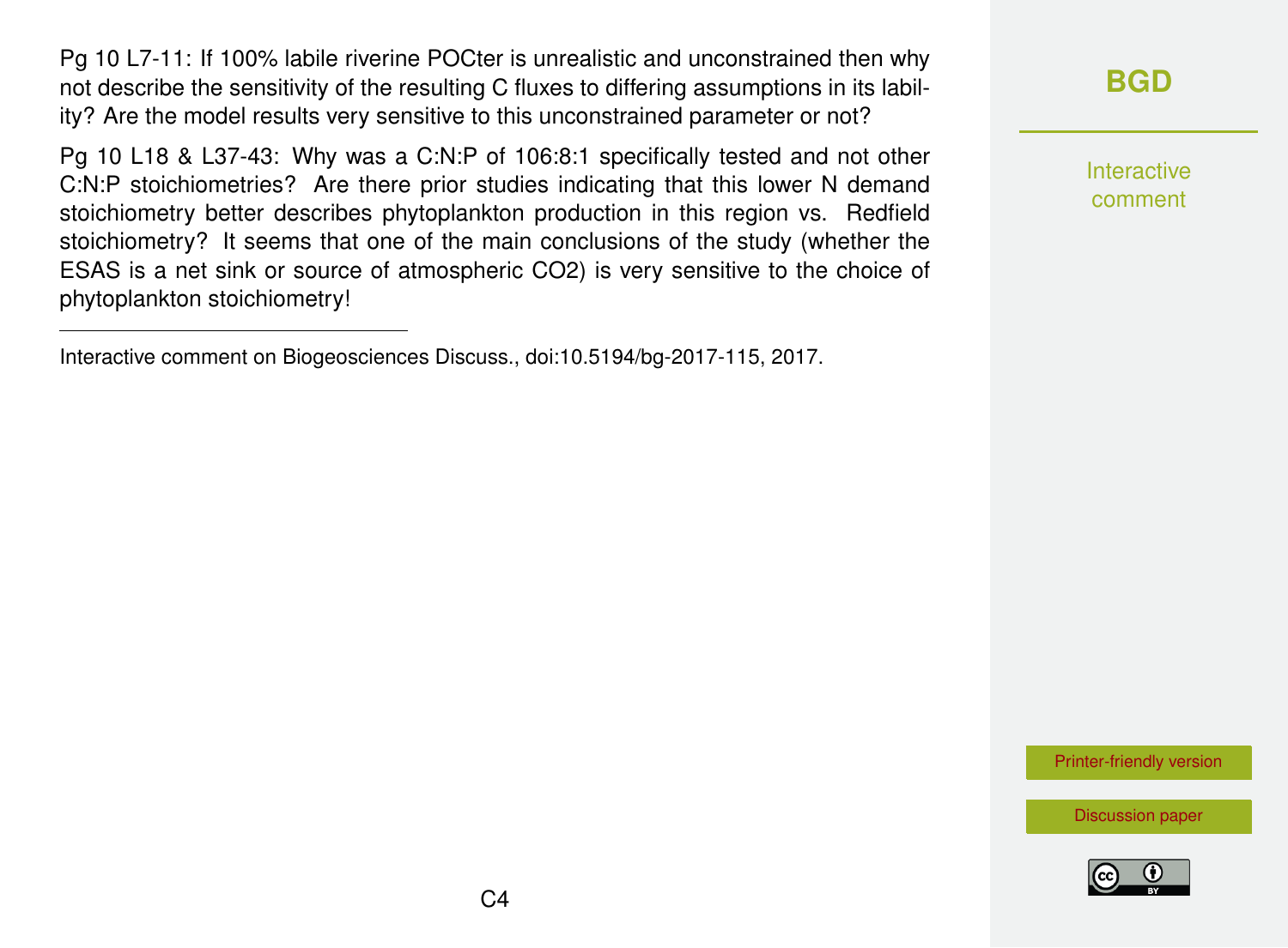Pg 10 L7-11: If 100% labile riverine POCter is unrealistic and unconstrained then why not describe the sensitivity of the resulting C fluxes to differing assumptions in its lability? Are the model results very sensitive to this unconstrained parameter or not?

Pg 10 L18 & L37-43: Why was a C:N:P of 106:8:1 specifically tested and not other C:N:P stoichiometries? Are there prior studies indicating that this lower N demand stoichiometry better describes phytoplankton production in this region vs. Redfield stoichiometry? It seems that one of the main conclusions of the study (whether the ESAS is a net sink or source of atmospheric $CO_2$) is very sensitive to the choice of phytoplankton stoichiometry!

---

Interactive comment on Biogeosciences Discuss., doi:10.5194/bg-2017-115, 2017.